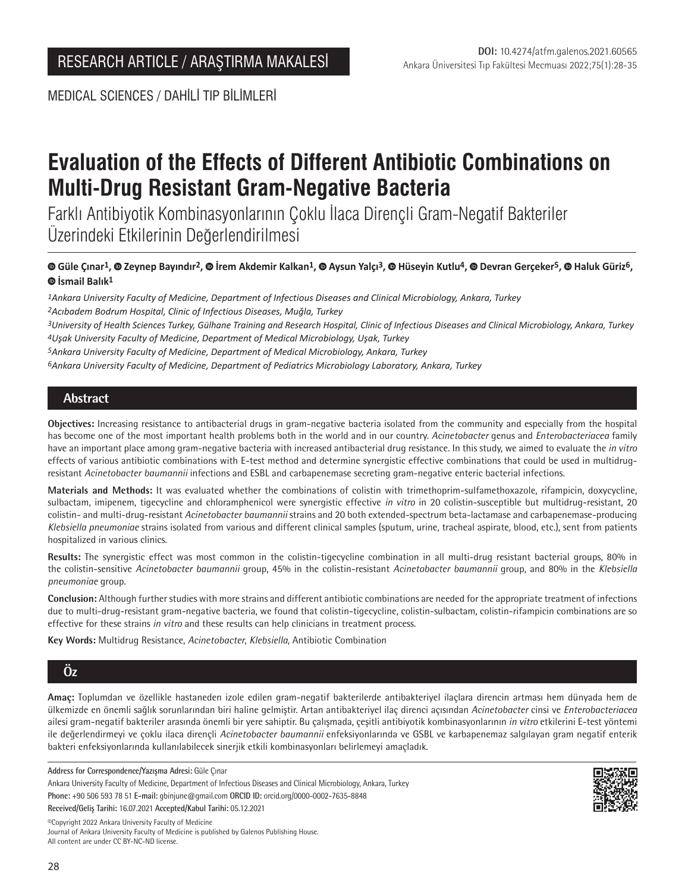RESEARCH ARTICLE / ARAŞTIRMA MAKALESİ

**DOI:** 10.4274/atfm.galenos.2021.60565

MEDICAL SCIENCES / DAHİLİ TIP BİLİMLERİ

# Evaluation of the Effects of Different Antibiotic Combinations on Multi-Drug Resistant Gram-Negative Bacteria

## Farklı Antibiyotik Kombinasyonlarının Çoklu İlaca Dirençli Gram-Negatif Bakteriler Üzerindeki Etkilerinin Değerlendirilmesi

**Güle Çınar[1], Zeynep Bayındır[2], İrem Akdemir Kalkan[1], Aysun Yalçı[3], Hüseyin Kutlu[4], Devran Gerçeker[5], Haluk Güriz[6], İsmail Balık[1]**

*[1]Ankara University Faculty of Medicine, Department of Infectious Diseases and Clinical Microbiology, Ankara, Turkey*
*[2]Acıbadem Bodrum Hospital, Clinic of Infectious Diseases, Muğla, Turkey*
*[3]University of Health Sciences Turkey, Gülhane Training and Research Hospital, Clinic of Infectious Diseases and Clinical Microbiology, Ankara, Turkey*
*[4]Uşak University Faculty of Medicine, Department of Medical Microbiology, Uşak, Turkey*
*[5]Ankara University Faculty of Medicine, Department of Medical Microbiology, Ankara, Turkey*
*[6]Ankara University Faculty of Medicine, Department of Pediatrics Microbiology Laboratory, Ankara, Turkey*

## Abstract

**Objectives:** Increasing resistance to antibacterial drugs in gram-negative bacteria isolated from the community and especially from the hospital has become one of the most important health problems both in the world and in our country. *Acinetobacter* genus and *Enterobacteriacea* family have an important place among gram-negative bacteria with increased antibacterial drug resistance. In this study, we aimed to evaluate the *in vitro* effects of various antibiotic combinations with E-test method and determine synergistic effective combinations that could be used in multidrug-resistant *Acinetobacter baumannii* infections and ESBL and carbapenemase secreting gram-negative enteric bacterial infections.

**Materials and Methods:** It was evaluated whether the combinations of colistin with trimethoprim-sulfamethoxazole, rifampicin, doxycycline, sulbactam, imipenem, tigecycline and chloramphenicol were synergistic effective *in vitro* in 20 colistin-susceptible but multidrug-resistant, 20 colistin- and multi-drug-resistant *Acinetobacter baumannii* strains and 20 both extended-spectrum beta-lactamase and carbapenemase-producing *Klebsiella pneumoniae* strains isolated from various and different clinical samples (sputum, urine, tracheal aspirate, blood, etc.), sent from patients hospitalized in various clinics.

**Results:** The synergistic effect was most common in the colistin-tigecycline combination in all multi-drug resistant bacterial groups, 80% in the colistin-sensitive *Acinetobacter baumannii* group, 45% in the colistin-resistant *Acinetobacter baumannii* group, and 80% in the *Klebsiella pneumoniae* group.

**Conclusion:** Although further studies with more strains and different antibiotic combinations are needed for the appropriate treatment of infections due to multi-drug-resistant gram-negative bacteria, we found that colistin-tigecycline, colistin-sulbactam, colistin-rifampicin combinations are so effective for these strains *in vitro* and these results can help clinicians in treatment process.

**Key Words:** Multidrug Resistance, *Acinetobacter*, *Klebsiella*, Antibiotic Combination

## Öz

**Amaç:** Toplumdan ve özellikle hastaneden izole edilen gram-negatif bakterilerde antibakteriyel ilaçlara direncin artması hem dünyada hem de ülkemizde en önemli sağlık sorunlarından biri haline gelmiştir. Artan antibakteriyel ilaç direnci açısından *Acinetobacter* cinsi ve *Enterobacteriacea* ailesi gram-negatif bakteriler arasında önemli bir yere sahiptir. Bu çalışmada, çeşitli antibiyotik kombinasyonlarının *in vitro* etkilerini E-test yöntemi ile değerlendirmeyi ve çoklu ilaca dirençli *Acinetobacter baumannii* enfeksiyonlarında ve GSBL ve karbapenemaz salgılayan gram negatif enterik bakteri enfeksiyonlarında kullanılabilecek sinerjik etkili kombinasyonları belirlemeyi amaçladık.

---

**Address for Correspondence/Yazışma Adresi:** Güle Çınar
Ankara University Faculty of Medicine, Department of Infectious Diseases and Clinical Microbiology, Ankara, Turkey
**Phone:** +90 506 593 78 51 **E-mail:** gbinjune@gmail.com **ORCID ID:** orcid.org/0000-0002-7635-8848
**Received/Geliş Tarihi:** 16.07.2021 **Accepted/Kabul Tarihi:** 05.12.2021

©Copyright 2022 Ankara University Faculty of Medicine
Journal of Ankara University Faculty of Medicine is published by Galenos Publishing House.
All content are under CC BY-NC-ND license.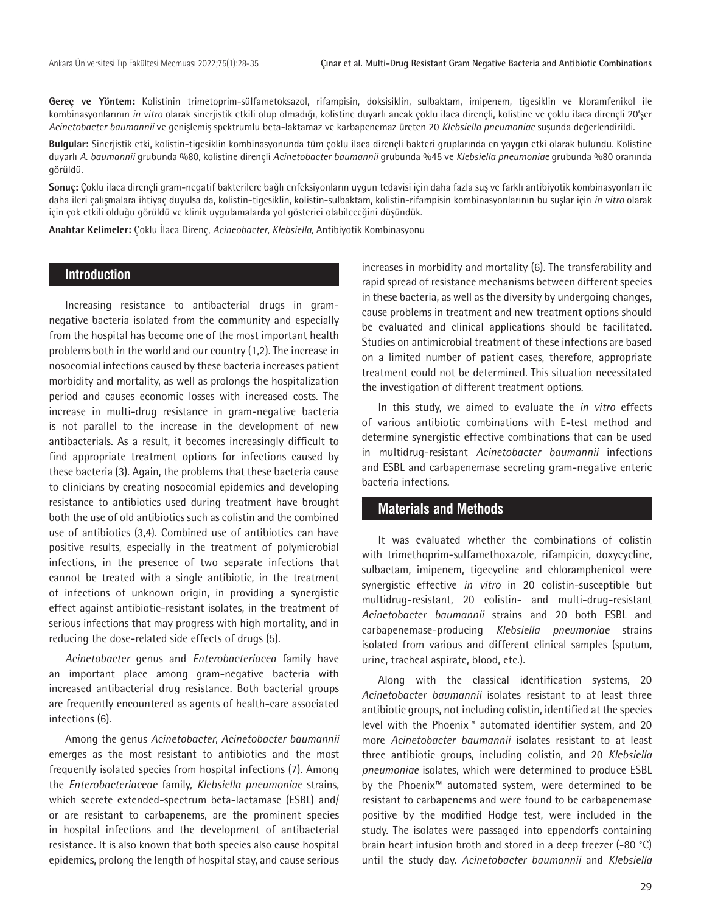**Gereç ve Yöntem:** Kolistinin trimetoprim-sülfametoksazol, rifampisin, doksisiklin, sulbaktam, imipenem, tigesiklin ve kloramfenikol ile kombinasyonlarının *in vitro* olarak sinerjistik etkili olup olmadığı, kolistine duyarlı ancak çoklu ilaca dirençli, kolistine ve çoklu ilaca dirençli 20'şer *Acinetobacter baumannii* ve genişlemiş spektrumlu beta-laktamaz ve karbapenemaz üreten 20 *Klebsiella pneumoniae* suşunda değerlendirildi.

**Bulgular:** Sinerjistik etki, kolistin-tigesiklin kombinasyonunda tüm çoklu ilaca dirençli bakteri gruplarında en yaygın etki olarak bulundu. Kolistine duyarlı *A. baumannii* grubunda %80, kolistine dirençli *Acinetobacter baumannii* grubunda %45 ve *Klebsiella pneumoniae* grubunda %80 oranında görüldü.

**Sonuç:** Çoklu ilaca dirençli gram-negatif bakterilere bağlı enfeksiyonların uygun tedavisi için daha fazla suş ve farklı antibiyotik kombinasyonları ile daha ileri çalışmalara ihtiyaç duyulsa da, kolistin-tigesiklin, kolistin-sulbaktam, kolistin-rifampisin kombinasyonlarının bu suşlar için *in vitro* olarak için çok etkili olduğu görüldü ve klinik uygulamalarda yol gösterici olabileceğini düşündük.

**Anahtar Kelimeler:** Çoklu İlaca Direnç, *Acineobacter*, *Klebsiella*, Antibiyotik Kombinasyonu

## Introduction

Increasing resistance to antibacterial drugs in gram-negative bacteria isolated from the community and especially from the hospital has become one of the most important health problems both in the world and our country (1,2). The increase in nosocomial infections caused by these bacteria increases patient morbidity and mortality, as well as prolongs the hospitalization period and causes economic losses with increased costs. The increase in multi-drug resistance in gram-negative bacteria is not parallel to the increase in the development of new antibacterials. As a result, it becomes increasingly difficult to find appropriate treatment options for infections caused by these bacteria (3). Again, the problems that these bacteria cause to clinicians by creating nosocomial epidemics and developing resistance to antibiotics used during treatment have brought both the use of old antibiotics such as colistin and the combined use of antibiotics (3,4). Combined use of antibiotics can have positive results, especially in the treatment of polymicrobial infections, in the presence of two separate infections that cannot be treated with a single antibiotic, in the treatment of infections of unknown origin, in providing a synergistic effect against antibiotic-resistant isolates, in the treatment of serious infections that may progress with high mortality, and in reducing the dose-related side effects of drugs (5).

*Acinetobacter* genus and *Enterobacteriacea* family have an important place among gram-negative bacteria with increased antibacterial drug resistance. Both bacterial groups are frequently encountered as agents of health-care associated infections (6).

Among the genus *Acinetobacter*, *Acinetobacter baumannii* emerges as the most resistant to antibiotics and the most frequently isolated species from hospital infections (7). Among the *Enterobacteriaceae* family, *Klebsiella pneumoniae* strains, which secrete extended-spectrum beta-lactamase (ESBL) and/or are resistant to carbapenems, are the prominent species in hospital infections and the development of antibacterial resistance. It is also known that both species also cause hospital epidemics, prolong the length of hospital stay, and cause serious increases in morbidity and mortality (6). The transferability and rapid spread of resistance mechanisms between different species in these bacteria, as well as the diversity by undergoing changes, cause problems in treatment and new treatment options should be evaluated and clinical applications should be facilitated. Studies on antimicrobial treatment of these infections are based on a limited number of patient cases, therefore, appropriate treatment could not be determined. This situation necessitated the investigation of different treatment options.

In this study, we aimed to evaluate the *in vitro* effects of various antibiotic combinations with E-test method and determine synergistic effective combinations that can be used in multidrug-resistant *Acinetobacter baumannii* infections and ESBL and carbapenemase secreting gram-negative enteric bacteria infections.

## Materials and Methods

It was evaluated whether the combinations of colistin with trimethoprim-sulfamethoxazole, rifampicin, doxycycline, sulbactam, imipenem, tigecycline and chloramphenicol were synergistic effective *in vitro* in 20 colistin-susceptible but multidrug-resistant, 20 colistin- and multi-drug-resistant *Acinetobacter baumannii* strains and 20 both ESBL and carbapenemase-producing *Klebsiella pneumoniae* strains isolated from various and different clinical samples (sputum, urine, tracheal aspirate, blood, etc.).

Along with the classical identification systems, 20 *Acinetobacter baumannii* isolates resistant to at least three antibiotic groups, not including colistin, identified at the species level with the Phoenix™ automated identifier system, and 20 more *Acinetobacter baumannii* isolates resistant to at least three antibiotic groups, including colistin, and 20 *Klebsiella pneumoniae* isolates, which were determined to produce ESBL by the Phoenix™ automated system, were determined to be resistant to carbapenems and were found to be carbapenemase positive by the modified Hodge test, were included in the study. The isolates were passaged into eppendorfs containing brain heart infusion broth and stored in a deep freezer (-80 °C) until the study day. *Acinetobacter baumannii* and *Klebsiella*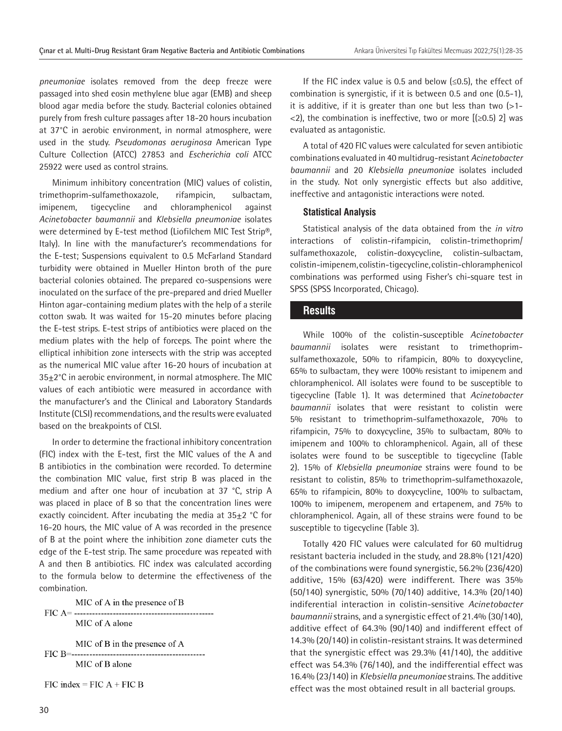*pneumoniae* isolates removed from the deep freeze were passaged into shed eosin methylene blue agar (EMB) and sheep blood agar media before the study. Bacterial colonies obtained purely from fresh culture passages after 18-20 hours incubation at 37°C in aerobic environment, in normal atmosphere, were used in the study. *Pseudomonas aeruginosa* American Type Culture Collection (ATCC) 27853 and *Escherichia coli* ATCC 25922 were used as control strains.

Minimum inhibitory concentration (MIC) values of colistin, trimethoprim-sulfamethoxazole, rifampicin, sulbactam, imipenem, tigecycline and chloramphenicol against *Acinetobacter baumannii* and *Klebsiella pneumoniae* isolates were determined by E-test method (Liofilchem MIC Test Strip®, Italy). In line with the manufacturer's recommendations for the E-test; Suspensions equivalent to 0.5 McFarland Standard turbidity were obtained in Mueller Hinton broth of the pure bacterial colonies obtained. The prepared co-suspensions were inoculated on the surface of the pre-prepared and dried Mueller Hinton agar-containing medium plates with the help of a sterile cotton swab. It was waited for 15-20 minutes before placing the E-test strips. E-test strips of antibiotics were placed on the medium plates with the help of forceps. The point where the elliptical inhibition zone intersects with the strip was accepted as the numerical MIC value after 16-20 hours of incubation at 35±2°C in aerobic environment, in normal atmosphere. The MIC values of each antibiotic were measured in accordance with the manufacturer's and the Clinical and Laboratory Standards Institute (CLSI) recommendations, and the results were evaluated based on the breakpoints of CLSI.

In order to determine the fractional inhibitory concentration (FIC) index with the E-test, first the MIC values of the A and B antibiotics in the combination were recorded. To determine the combination MIC value, first strip B was placed in the medium and after one hour of incubation at 37 °C, strip A was placed in place of B so that the concentration lines were exactly coincident. After incubating the media at 35±2 °C for 16-20 hours, the MIC value of A was recorded in the presence of B at the point where the inhibition zone diameter cuts the edge of the E-test strip. The same procedure was repeated with A and then B antibiotics. FIC index was calculated according to the formula below to determine the effectiveness of the combination.

$$\text{FIC A} = \frac{\text{MIC of A in the presence of B}}{\text{MIC of A alone}}$$

$$\text{FIC B} = \frac{\text{MIC of B in the presence of A}}{\text{MIC of B alone}}$$

$$\text{FIC index} = \text{FIC A} + \text{FIC B}$$

If the FIC index value is 0.5 and below (≤0.5), the effect of combination is synergistic, if it is between 0.5 and one (0.5-1), it is additive, if it is greater than one but less than two (>1-<2), the combination is ineffective, two or more [(≥0.5) 2] was evaluated as antagonistic.

A total of 420 FIC values were calculated for seven antibiotic combinations evaluated in 40 multidrug-resistant *Acinetobacter baumannii* and 20 *Klebsiella pneumoniae* isolates included in the study. Not only synergistic effects but also additive, ineffective and antagonistic interactions were noted.

### Statistical Analysis

Statistical analysis of the data obtained from the *in vitro* interactions of colistin-rifampicin, colistin-trimethoprim/sulfamethoxazole, colistin-doxycycline, colistin-sulbactam, colistin-imipenem, colistin-tigecycline, colistin-chloramphenicol combinations was performed using Fisher's chi-square test in SPSS (SPSS Incorporated, Chicago).

## Results

While 100% of the colistin-susceptible *Acinetobacter baumannii* isolates were resistant to trimethoprim-sulfamethoxazole, 50% to rifampicin, 80% to doxycycline, 65% to sulbactam, they were 100% resistant to imipenem and chloramphenicol. All isolates were found to be susceptible to tigecycline (Table 1). It was determined that *Acinetobacter baumannii* isolates that were resistant to colistin were 5% resistant to trimethoprim-sulfamethoxazole, 70% to rifampicin, 75% to doxycycline, 35% to sulbactam, 80% to imipenem and 100% to chloramphenicol. Again, all of these isolates were found to be susceptible to tigecycline (Table 2). 15% of *Klebsiella pneumoniae* strains were found to be resistant to colistin, 85% to trimethoprim-sulfamethoxazole, 65% to rifampicin, 80% to doxycycline, 100% to sulbactam, 100% to imipenem, meropenem and ertapenem, and 75% to chloramphenicol. Again, all of these strains were found to be susceptible to tigecycline (Table 3).

Totally 420 FIC values were calculated for 60 multidrug resistant bacteria included in the study, and 28.8% (121/420) of the combinations were found synergistic, 56.2% (236/420) additive, 15% (63/420) were indifferent. There was 35% (50/140) synergistic, 50% (70/140) additive, 14.3% (20/140) indiferential interaction in colistin-sensitive *Acinetobacter baumannii* strains, and a synergistic effect of 21.4% (30/140), additive effect of 64.3% (90/140) and indifferent effect of 14.3% (20/140) in colistin-resistant strains. It was determined that the synergistic effect was 29.3% (41/140), the additive effect was 54.3% (76/140), and the indifferential effect was 16.4% (23/140) in *Klebsiella pneumoniae* strains. The additive effect was the most obtained result in all bacterial groups.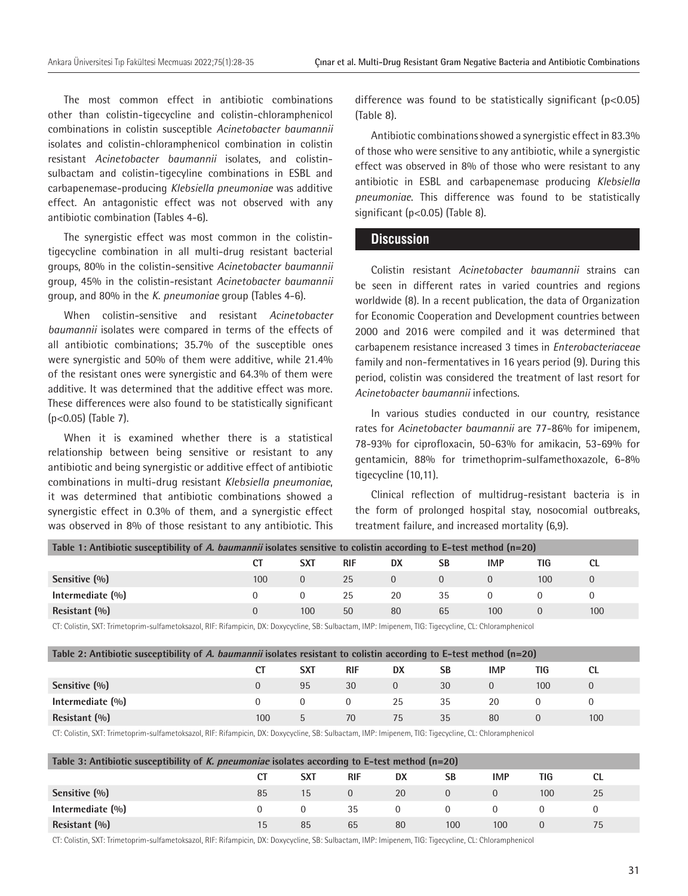The most common effect in antibiotic combinations other than colistin-tigecycline and colistin-chloramphenicol combinations in colistin susceptible *Acinetobacter baumannii* isolates and colistin-chloramphenicol combination in colistin resistant *Acinetobacter baumannii* isolates, and colistin-sulbactam and colistin-tigecyline combinations in ESBL and carbapenemase-producing *Klebsiella pneumoniae* was additive effect. An antagonistic effect was not observed with any antibiotic combination (Tables 4-6).

The synergistic effect was most common in the colistin-tigecycline combination in all multi-drug resistant bacterial groups, 80% in the colistin-sensitive *Acinetobacter baumannii* group, 45% in the colistin-resistant *Acinetobacter baumannii* group, and 80% in the *K. pneumoniae* group (Tables 4-6).

When colistin-sensitive and resistant *Acinetobacter baumannii* isolates were compared in terms of the effects of all antibiotic combinations; 35.7% of the susceptible ones were synergistic and 50% of them were additive, while 21.4% of the resistant ones were synergistic and 64.3% of them were additive. It was determined that the additive effect was more. These differences were also found to be statistically significant ($p<0.05$) (Table 7).

When it is examined whether there is a statistical relationship between being sensitive or resistant to any antibiotic and being synergistic or additive effect of antibiotic combinations in multi-drug resistant *Klebsiella pneumoniae*, it was determined that antibiotic combinations showed a synergistic effect in 0.3% of them, and a synergistic effect was observed in 8% of those resistant to any antibiotic. This difference was found to be statistically significant ($p<0.05$) (Table 8).

Antibiotic combinations showed a synergistic effect in 83.3% of those who were sensitive to any antibiotic, while a synergistic effect was observed in 8% of those who were resistant to any antibiotic in ESBL and carbapenemase producing *Klebsiella pneumoniae*. This difference was found to be statistically significant ($p<0.05$) (Table 8).

## Discussion

Colistin resistant *Acinetobacter baumannii* strains can be seen in different rates in varied countries and regions worldwide (8). In a recent publication, the data of Organization for Economic Cooperation and Development countries between 2000 and 2016 were compiled and it was determined that carbapenem resistance increased 3 times in *Enterobacteriaceae* family and non-fermentatives in 16 years period (9). During this period, colistin was considered the treatment of last resort for *Acinetobacter baumannii* infections.

In various studies conducted in our country, resistance rates for *Acinetobacter baumannii* are 77-86% for imipenem, 78-93% for ciprofloxacin, 50-63% for amikacin, 53-69% for gentamicin, 88% for trimethoprim-sulfamethoxazole, 6-8% tigecycline (10,11).

Clinical reflection of multidrug-resistant bacteria is in the form of prolonged hospital stay, nosocomial outbreaks, treatment failure, and increased mortality (6,9).

**Table 1: Antibiotic susceptibility of *A. baumannii* isolates sensitive to colistin according to E-test method (n=20)**

| | CT | SXT | RIF | DX | SB | IMP | TIG | CL |
|---|---|---|---|---|---|---|---|---|
| **Sensitive (%)** | 100 | 0 | 25 | 0 | 0 | 0 | 100 | 0 |
| **Intermediate (%)** | 0 | 0 | 25 | 20 | 35 | 0 | 0 | 0 |
| **Resistant (%)** | 0 | 100 | 50 | 80 | 65 | 100 | 0 | 100 |

CT: Colistin, SXT: Trimetoprim-sulfametoksazol, RIF: Rifampicin, DX: Doxycycline, SB: Sulbactam, IMP: Imipenem, TIG: Tigecycline, CL: Chloramphenicol

**Table 2: Antibiotic susceptibility of *A. baumannii* isolates resistant to colistin according to E-test method (n=20)**

| | CT | SXT | RIF | DX | SB | IMP | TIG | CL |
|---|---|---|---|---|---|---|---|---|
| **Sensitive (%)** | 0 | 95 | 30 | 0 | 30 | 0 | 100 | 0 |
| **Intermediate (%)** | 0 | 0 | 0 | 25 | 35 | 20 | 0 | 0 |
| **Resistant (%)** | 100 | 5 | 70 | 75 | 35 | 80 | 0 | 100 |

CT: Colistin, SXT: Trimetoprim-sulfametoksazol, RIF: Rifampicin, DX: Doxycycline, SB: Sulbactam, IMP: Imipenem, TIG: Tigecycline, CL: Chloramphenicol

**Table 3: Antibiotic susceptibility of *K. pneumoniae* isolates according to E-test method (n=20)**

| | CT | SXT | RIF | DX | SB | IMP | TIG | CL |
|---|---|---|---|---|---|---|---|---|
| **Sensitive (%)** | 85 | 15 | 0 | 20 | 0 | 0 | 100 | 25 |
| **Intermediate (%)** | 0 | 0 | 35 | 0 | 0 | 0 | 0 | 0 |
| **Resistant (%)** | 15 | 85 | 65 | 80 | 100 | 100 | 0 | 75 |

CT: Colistin, SXT: Trimetoprim-sulfametoksazol, RIF: Rifampicin, DX: Doxycycline, SB: Sulbactam, IMP: Imipenem, TIG: Tigecycline, CL: Chloramphenicol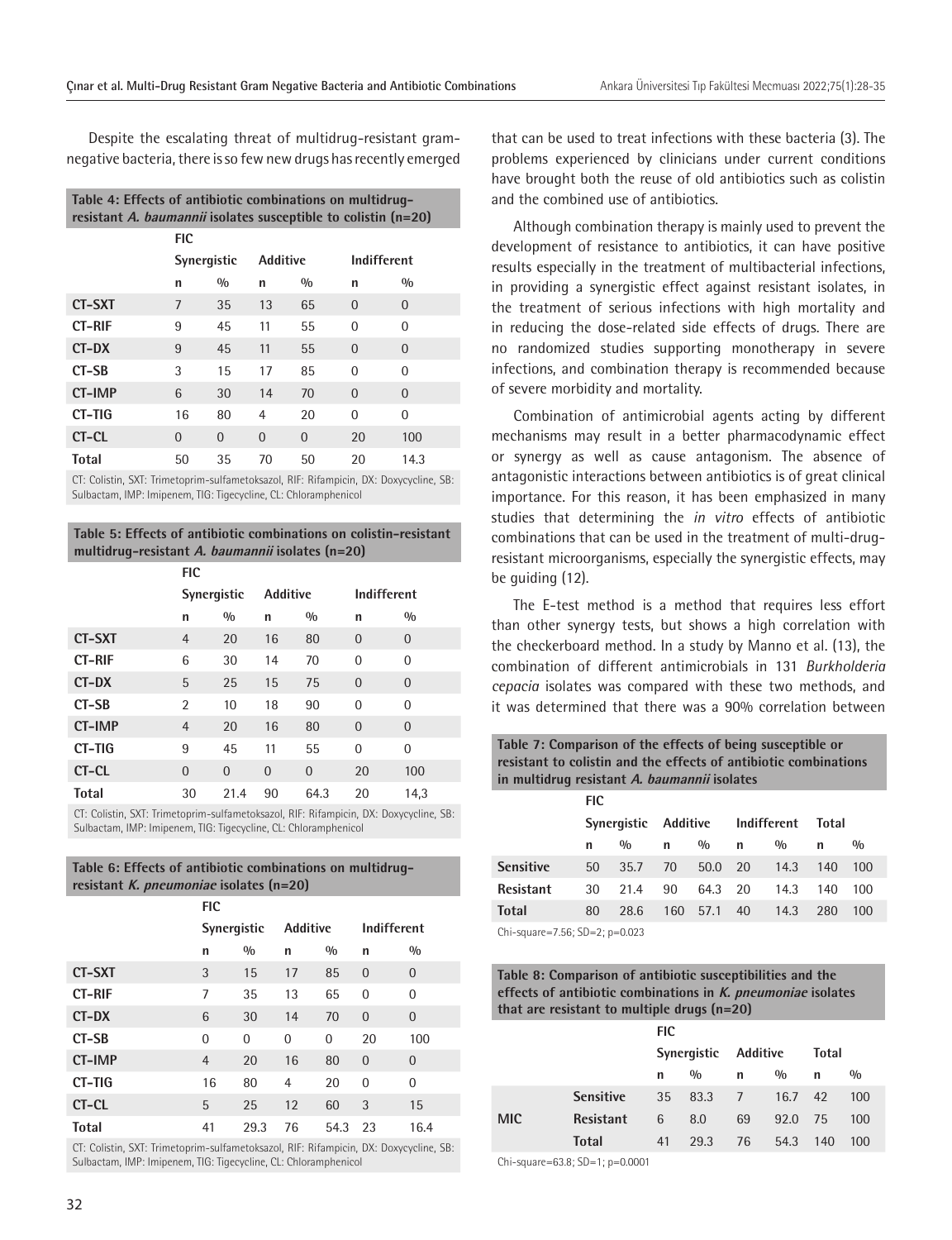Despite the escalating threat of multidrug-resistant gram-negative bacteria, there is so few new drugs has recently emerged that can be used to treat infections with these bacteria (3). The problems experienced by clinicians under current conditions have brought both the reuse of old antibiotics such as colistin and the combined use of antibiotics.

**Table 4: Effects of antibiotic combinations on multidrug-resistant *A. baumannii* isolates susceptible to colistin (n=20)**

| | FIC | | | | | |
|---|---|---|---|---|---|---|
| | Synergistic | | Additive | | Indifferent | |
| | n | % | n | % | n | % |
| **CT-SXT** | 7 | 35 | 13 | 65 | 0 | 0 |
| **CT-RIF** | 9 | 45 | 11 | 55 | 0 | 0 |
| **CT-DX** | 9 | 45 | 11 | 55 | 0 | 0 |
| **CT-SB** | 3 | 15 | 17 | 85 | 0 | 0 |
| **CT-IMP** | 6 | 30 | 14 | 70 | 0 | 0 |
| **CT-TIG** | 16 | 80 | 4 | 20 | 0 | 0 |
| **CT-CL** | 0 | 0 | 0 | 0 | 20 | 100 |
| **Total** | 50 | 35 | 70 | 50 | 20 | 14.3 |

CT: Colistin, SXT: Trimetoprim-sulfametoksazol, RIF: Rifampicin, DX: Doxycycline, SB: Sulbactam, IMP: Imipenem, TIG: Tigecycline, CL: Chloramphenicol

**Table 5: Effects of antibiotic combinations on colistin-resistant multidrug-resistant *A. baumannii* isolates (n=20)**

| | FIC | | | | | |
|---|---|---|---|---|---|---|
| | Synergistic | | Additive | | Indifferent | |
| | n | % | n | % | n | % |
| **CT-SXT** | 4 | 20 | 16 | 80 | 0 | 0 |
| **CT-RIF** | 6 | 30 | 14 | 70 | 0 | 0 |
| **CT-DX** | 5 | 25 | 15 | 75 | 0 | 0 |
| **CT-SB** | 2 | 10 | 18 | 90 | 0 | 0 |
| **CT-IMP** | 4 | 20 | 16 | 80 | 0 | 0 |
| **CT-TIG** | 9 | 45 | 11 | 55 | 0 | 0 |
| **CT-CL** | 0 | 0 | 0 | 0 | 20 | 100 |
| **Total** | 30 | 21.4 | 90 | 64.3 | 20 | 14,3 |

CT: Colistin, SXT: Trimetoprim-sulfametoksazol, RIF: Rifampicin, DX: Doxycycline, SB: Sulbactam, IMP: Imipenem, TIG: Tigecycline, CL: Chloramphenicol

**Table 6: Effects of antibiotic combinations on multidrug-resistant *K. pneumoniae* isolates (n=20)**

| | FIC | | | | | |
|---|---|---|---|---|---|---|
| | Synergistic | | Additive | | Indifferent | |
| | n | % | n | % | n | % |
| **CT-SXT** | 3 | 15 | 17 | 85 | 0 | 0 |
| **CT-RIF** | 7 | 35 | 13 | 65 | 0 | 0 |
| **CT-DX** | 6 | 30 | 14 | 70 | 0 | 0 |
| **CT-SB** | 0 | 0 | 0 | 0 | 20 | 100 |
| **CT-IMP** | 4 | 20 | 16 | 80 | 0 | 0 |
| **CT-TIG** | 16 | 80 | 4 | 20 | 0 | 0 |
| **CT-CL** | 5 | 25 | 12 | 60 | 3 | 15 |
| **Total** | 41 | 29.3 | 76 | 54.3 | 23 | 16.4 |

CT: Colistin, SXT: Trimetoprim-sulfametoksazol, RIF: Rifampicin, DX: Doxycycline, SB: Sulbactam, IMP: Imipenem, TIG: Tigecycline, CL: Chloramphenicol

Although combination therapy is mainly used to prevent the development of resistance to antibiotics, it can have positive results especially in the treatment of multibacterial infections, in providing a synergistic effect against resistant isolates, in the treatment of serious infections with high mortality and in reducing the dose-related side effects of drugs. There are no randomized studies supporting monotherapy in severe infections, and combination therapy is recommended because of severe morbidity and mortality.

Combination of antimicrobial agents acting by different mechanisms may result in a better pharmacodynamic effect or synergy as well as cause antagonism. The absence of antagonistic interactions between antibiotics is of great clinical importance. For this reason, it has been emphasized in many studies that determining the *in vitro* effects of antibiotic combinations that can be used in the treatment of multi-drug-resistant microorganisms, especially the synergistic effects, may be guiding (12).

The E-test method is a method that requires less effort than other synergy tests, but shows a high correlation with the checkerboard method. In a study by Manno et al. (13), the combination of different antimicrobials in 131 *Burkholderia cepacia* isolates was compared with these two methods, and it was determined that there was a 90% correlation between

**Table 7: Comparison of the effects of being susceptible or resistant to colistin and the effects of antibiotic combinations in multidrug resistant *A. baumannii* isolates**

| | FIC | | | | | | | |
|---|---|---|---|---|---|---|---|---|
| | Synergistic | | Additive | | Indifferent | | Total | |
| | n | % | n | % | n | % | n | % |
| **Sensitive** | 50 | 35.7 | 70 | 50.0 | 20 | 14.3 | 140 | 100 |
| **Resistant** | 30 | 21.4 | 90 | 64.3 | 20 | 14.3 | 140 | 100 |
| **Total** | 80 | 28.6 | 160 | 57.1 | 40 | 14.3 | 280 | 100 |

Chi-square=7.56; SD=2; p=0.023

**Table 8: Comparison of antibiotic susceptibilities and the effects of antibiotic combinations in *K. pneumoniae* isolates that are resistant to multiple drugs (n=20)**

| | | FIC | | | | | |
|---|---|---|---|---|---|---|---|
| | | Synergistic | | Additive | | Total | |
| | | n | % | n | % | n | % |
| **MIC** | **Sensitive** | 35 | 83.3 | 7 | 16.7 | 42 | 100 |
| | **Resistant** | 6 | 8.0 | 69 | 92.0 | 75 | 100 |
| | **Total** | 41 | 29.3 | 76 | 54.3 | 140 | 100 |

Chi-square=63.8; SD=1; p=0.0001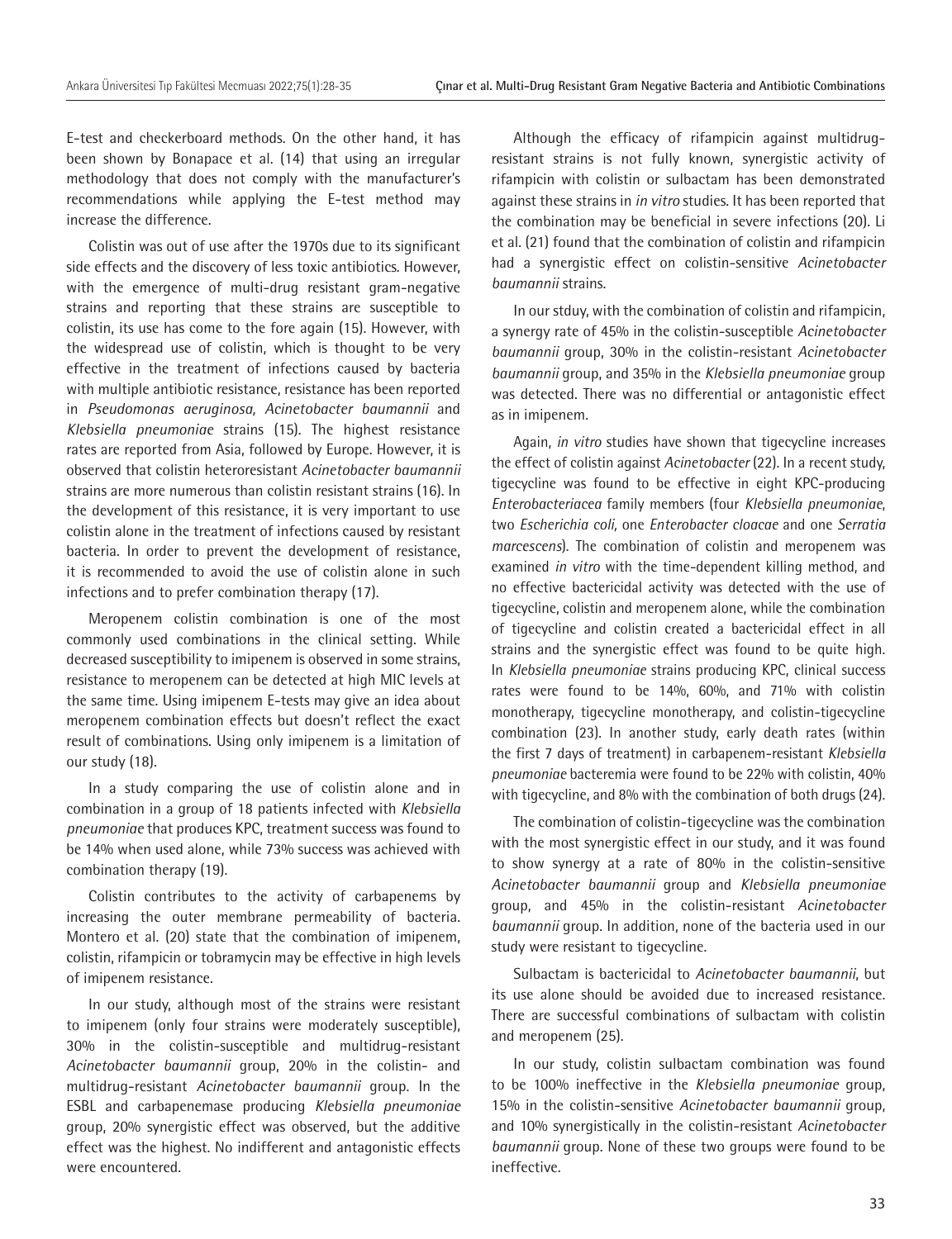E-test and checkerboard methods. On the other hand, it has been shown by Bonapace et al. (14) that using an irregular methodology that does not comply with the manufacturer's recommendations while applying the E-test method may increase the difference.

Colistin was out of use after the 1970s due to its significant side effects and the discovery of less toxic antibiotics. However, with the emergence of multi-drug resistant gram-negative strains and reporting that these strains are susceptible to colistin, its use has come to the fore again (15). However, with the widespread use of colistin, which is thought to be very effective in the treatment of infections caused by bacteria with multiple antibiotic resistance, resistance has been reported in *Pseudomonas aeruginosa, Acinetobacter baumannii* and *Klebsiella pneumoniae* strains (15). The highest resistance rates are reported from Asia, followed by Europe. However, it is observed that colistin heteroresistant *Acinetobacter baumannii* strains are more numerous than colistin resistant strains (16). In the development of this resistance, it is very important to use colistin alone in the treatment of infections caused by resistant bacteria. In order to prevent the development of resistance, it is recommended to avoid the use of colistin alone in such infections and to prefer combination therapy (17).

Meropenem colistin combination is one of the most commonly used combinations in the clinical setting. While decreased susceptibility to imipenem is observed in some strains, resistance to meropenem can be detected at high MIC levels at the same time. Using imipenem E-tests may give an idea about meropenem combination effects but doesn't reflect the exact result of combinations. Using only imipenem is a limitation of our study (18).

In a study comparing the use of colistin alone and in combination in a group of 18 patients infected with *Klebsiella pneumoniae* that produces KPC, treatment success was found to be 14% when used alone, while 73% success was achieved with combination therapy (19).

Colistin contributes to the activity of carbapenems by increasing the outer membrane permeability of bacteria. Montero et al. (20) state that the combination of imipenem, colistin, rifampicin or tobramycin may be effective in high levels of imipenem resistance.

In our study, although most of the strains were resistant to imipenem (only four strains were moderately susceptible), 30% in the colistin-susceptible and multidrug-resistant *Acinetobacter baumannii* group, 20% in the colistin- and multidrug-resistant *Acinetobacter baumannii* group. In the ESBL and carbapenemase producing *Klebsiella pneumoniae* group, 20% synergistic effect was observed, but the additive effect was the highest. No indifferent and antagonistic effects were encountered.

Although the efficacy of rifampicin against multidrug-resistant strains is not fully known, synergistic activity of rifampicin with colistin or sulbactam has been demonstrated against these strains in *in vitro* studies. It has been reported that the combination may be beneficial in severe infections (20). Li et al. (21) found that the combination of colistin and rifampicin had a synergistic effect on colistin-sensitive *Acinetobacter baumannii* strains.

In our stduy, with the combination of colistin and rifampicin, a synergy rate of 45% in the colistin-susceptible *Acinetobacter baumannii* group, 30% in the colistin-resistant *Acinetobacter baumannii* group, and 35% in the *Klebsiella pneumoniae* group was detected. There was no differential or antagonistic effect as in imipenem.

Again, *in vitro* studies have shown that tigecycline increases the effect of colistin against *Acinetobacter* (22). In a recent study, tigecycline was found to be effective in eight KPC-producing *Enterobacteriacea* family members (four *Klebsiella pneumoniae*, two *Escherichia coli,* one *Enterobacter cloacae* and one *Serratia marcescens*). The combination of colistin and meropenem was examined *in vitro* with the time-dependent killing method, and no effective bactericidal activity was detected with the use of tigecycline, colistin and meropenem alone, while the combination of tigecycline and colistin created a bactericidal effect in all strains and the synergistic effect was found to be quite high. In *Klebsiella pneumoniae* strains producing KPC, clinical success rates were found to be 14%, 60%, and 71% with colistin monotherapy, tigecycline monotherapy, and colistin-tigecycline combination (23). In another study, early death rates (within the first 7 days of treatment) in carbapenem-resistant *Klebsiella pneumoniae* bacteremia were found to be 22% with colistin, 40% with tigecycline, and 8% with the combination of both drugs (24).

The combination of colistin-tigecycline was the combination with the most synergistic effect in our study, and it was found to show synergy at a rate of 80% in the colistin-sensitive *Acinetobacter baumannii* group and *Klebsiella pneumoniae* group, and 45% in the colistin-resistant *Acinetobacter baumannii* group. In addition, none of the bacteria used in our study were resistant to tigecycline.

Sulbactam is bactericidal to *Acinetobacter baumannii*, but its use alone should be avoided due to increased resistance. There are successful combinations of sulbactam with colistin and meropenem (25).

In our study, colistin sulbactam combination was found to be 100% ineffective in the *Klebsiella pneumoniae* group, 15% in the colistin-sensitive *Acinetobacter baumannii* group, and 10% synergistically in the colistin-resistant *Acinetobacter baumannii* group. None of these two groups were found to be ineffective.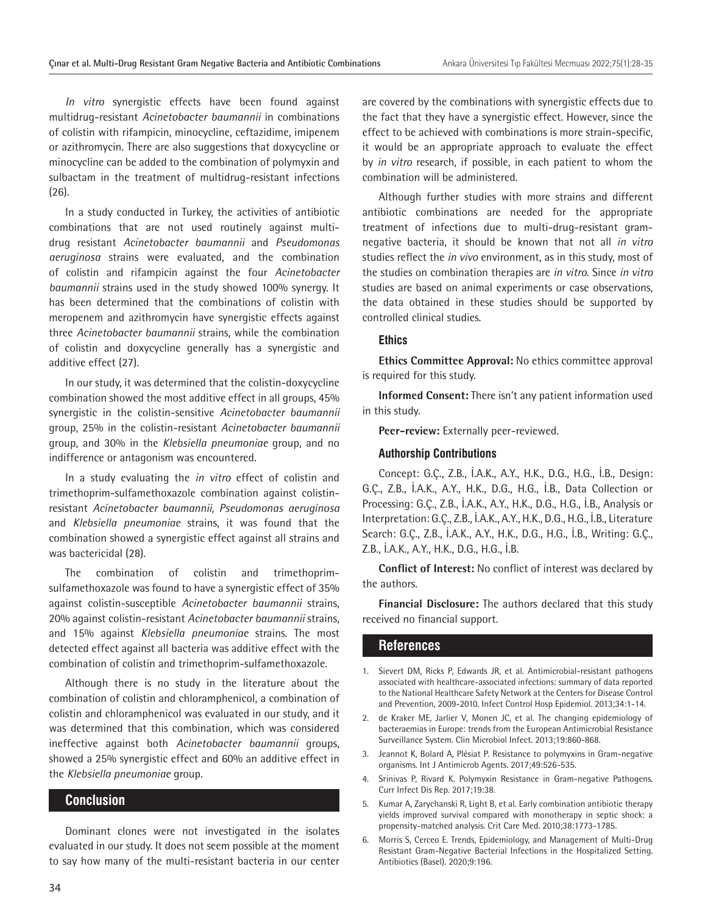*In vitro* synergistic effects have been found against multidrug-resistant *Acinetobacter baumannii* in combinations of colistin with rifampicin, minocycline, ceftazidime, imipenem or azithromycin. There are also suggestions that doxycycline or minocycline can be added to the combination of polymyxin and sulbactam in the treatment of multidrug-resistant infections (26).

In a study conducted in Turkey, the activities of antibiotic combinations that are not used routinely against multi-drug resistant *Acinetobacter baumannii* and *Pseudomonas aeruginosa* strains were evaluated, and the combination of colistin and rifampicin against the four *Acinetobacter baumannii* strains used in the study showed 100% synergy. It has been determined that the combinations of colistin with meropenem and azithromycin have synergistic effects against three *Acinetobacter baumannii* strains, while the combination of colistin and doxycycline generally has a synergistic and additive effect (27).

In our study, it was determined that the colistin-doxycycline combination showed the most additive effect in all groups, 45% synergistic in the colistin-sensitive *Acinetobacter baumannii* group, 25% in the colistin-resistant *Acinetobacter baumannii* group, and 30% in the *Klebsiella pneumoniae* group, and no indifference or antagonism was encountered.

In a study evaluating the *in vitro* effect of colistin and trimethoprim-sulfamethoxazole combination against colistin-resistant *Acinetobacter baumannii, Pseudomonas aeruginosa* and *Klebsiella pneumoniae* strains, it was found that the combination showed a synergistic effect against all strains and was bactericidal (28).

The combination of colistin and trimethoprim-sulfamethoxazole was found to have a synergistic effect of 35% against colistin-susceptible *Acinetobacter baumannii* strains, 20% against colistin-resistant *Acinetobacter baumannii* strains, and 15% against *Klebsiella pneumoniae* strains. The most detected effect against all bacteria was additive effect with the combination of colistin and trimethoprim-sulfamethoxazole.

Although there is no study in the literature about the combination of colistin and chloramphenicol, a combination of colistin and chloramphenicol was evaluated in our study, and it was determined that this combination, which was considered ineffective against both *Acinetobacter baumannii* groups, showed a 25% synergistic effect and 60% an additive effect in the *Klebsiella pneumoniae* group.

## Conclusion

Dominant clones were not investigated in the isolates evaluated in our study. It does not seem possible at the moment to say how many of the multi-resistant bacteria in our center are covered by the combinations with synergistic effects due to the fact that they have a synergistic effect. However, since the effect to be achieved with combinations is more strain-specific, it would be an appropriate approach to evaluate the effect by *in vitro* research, if possible, in each patient to whom the combination will be administered.

Although further studies with more strains and different antibiotic combinations are needed for the appropriate treatment of infections due to multi-drug-resistant gram-negative bacteria, it should be known that not all *in vitro* studies reflect the *in vivo* environment, as in this study, most of the studies on combination therapies are *in vitro*. Since *in vitro* studies are based on animal experiments or case observations, the data obtained in these studies should be supported by controlled clinical studies.

### Ethics

**Ethics Committee Approval:** No ethics committee approval is required for this study.

**Informed Consent:** There isn't any patient information used in this study.

**Peer-review:** Externally peer-reviewed.

### Authorship Contributions

Concept: G.Ç., Z.B., İ.A.K., A.Y., H.K., D.G., H.G., İ.B., Design: G.Ç., Z.B., İ.A.K., A.Y., H.K., D.G., H.G., İ.B., Data Collection or Processing: G.Ç., Z.B., İ.A.K., A.Y., H.K., D.G., H.G., İ.B., Analysis or Interpretation: G.Ç., Z.B., İ.A.K., A.Y., H.K., D.G., H.G., İ.B., Literature Search: G.Ç., Z.B., İ.A.K., A.Y., H.K., D.G., H.G., İ.B., Writing: G.Ç., Z.B., İ.A.K., A.Y., H.K., D.G., H.G., İ.B.

**Conflict of Interest:** No conflict of interest was declared by the authors.

**Financial Disclosure:** The authors declared that this study received no financial support.

## References

1. Sievert DM, Ricks P, Edwards JR, et al. Antimicrobial-resistant pathogens associated with healthcare-associated infections: summary of data reported to the National Healthcare Safety Network at the Centers for Disease Control and Prevention, 2009-2010. Infect Control Hosp Epidemiol. 2013;34:1-14.
2. de Kraker ME, Jarlier V, Monen JC, et al. The changing epidemiology of bacteraemias in Europe: trends from the European Antimicrobial Resistance Surveillance System. Clin Microbiol Infect. 2013;19:860-868.
3. Jeannot K, Bolard A, Plésiat P. Resistance to polymyxins in Gram-negative organisms. Int J Antimicrob Agents. 2017;49:526-535.
4. Srinivas P, Rivard K. Polymyxin Resistance in Gram-negative Pathogens. Curr Infect Dis Rep. 2017;19:38.
5. Kumar A, Zarychanski R, Light B, et al. Early combination antibiotic therapy yields improved survival compared with monotherapy in septic shock: a propensity-matched analysis. Crit Care Med. 2010;38:1773-1785.
6. Morris S, Cerceo E. Trends, Epidemiology, and Management of Multi-Drug Resistant Gram-Negative Bacterial Infections in the Hospitalized Setting. Antibiotics (Basel). 2020;9:196.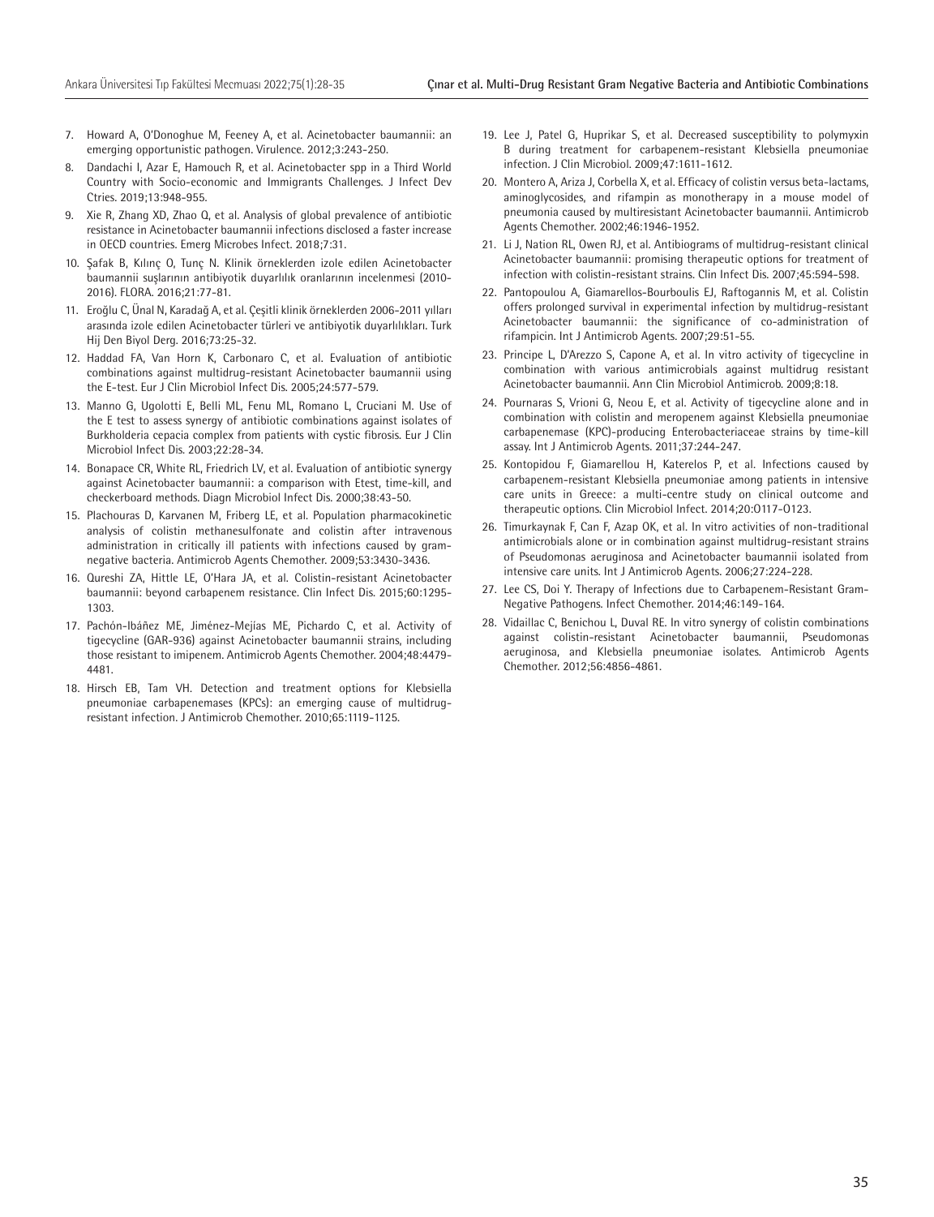7. Howard A, O'Donoghue M, Feeney A, et al. Acinetobacter baumannii: an emerging opportunistic pathogen. Virulence. 2012;3:243-250.
8. Dandachi I, Azar E, Hamouch R, et al. Acinetobacter spp in a Third World Country with Socio-economic and Immigrants Challenges. J Infect Dev Ctries. 2019;13:948-955.
9. Xie R, Zhang XD, Zhao Q, et al. Analysis of global prevalence of antibiotic resistance in Acinetobacter baumannii infections disclosed a faster increase in OECD countries. Emerg Microbes Infect. 2018;7:31.
10. Şafak B, Kılınç O, Tunç N. Klinik örneklerden izole edilen Acinetobacter baumannii suşlarının antibiyotik duyarlılık oranlarının incelenmesi (2010-2016). FLORA. 2016;21:77-81.
11. Eroğlu C, Ünal N, Karadağ A, et al. Çeşitli klinik örneklerden 2006-2011 yılları arasında izole edilen Acinetobacter türleri ve antibiyotik duyarlılıkları. Turk Hij Den Biyol Derg. 2016;73:25-32.
12. Haddad FA, Van Horn K, Carbonaro C, et al. Evaluation of antibiotic combinations against multidrug-resistant Acinetobacter baumannii using the E-test. Eur J Clin Microbiol Infect Dis. 2005;24:577-579.
13. Manno G, Ugolotti E, Belli ML, Fenu ML, Romano L, Cruciani M. Use of the E test to assess synergy of antibiotic combinations against isolates of Burkholderia cepacia complex from patients with cystic fibrosis. Eur J Clin Microbiol Infect Dis. 2003;22:28-34.
14. Bonapace CR, White RL, Friedrich LV, et al. Evaluation of antibiotic synergy against Acinetobacter baumannii: a comparison with Etest, time-kill, and checkerboard methods. Diagn Microbiol Infect Dis. 2000;38:43-50.
15. Plachouras D, Karvanen M, Friberg LE, et al. Population pharmacokinetic analysis of colistin methanesulfonate and colistin after intravenous administration in critically ill patients with infections caused by gram-negative bacteria. Antimicrob Agents Chemother. 2009;53:3430-3436.
16. Qureshi ZA, Hittle LE, O'Hara JA, et al. Colistin-resistant Acinetobacter baumannii: beyond carbapenem resistance. Clin Infect Dis. 2015;60:1295-1303.
17. Pachón-Ibáñez ME, Jiménez-Mejías ME, Pichardo C, et al. Activity of tigecycline (GAR-936) against Acinetobacter baumannii strains, including those resistant to imipenem. Antimicrob Agents Chemother. 2004;48:4479-4481.
18. Hirsch EB, Tam VH. Detection and treatment options for Klebsiella pneumoniae carbapenemases (KPCs): an emerging cause of multidrug-resistant infection. J Antimicrob Chemother. 2010;65:1119-1125.
19. Lee J, Patel G, Huprikar S, et al. Decreased susceptibility to polymyxin B during treatment for carbapenem-resistant Klebsiella pneumoniae infection. J Clin Microbiol. 2009;47:1611-1612.
20. Montero A, Ariza J, Corbella X, et al. Efficacy of colistin versus beta-lactams, aminoglycosides, and rifampin as monotherapy in a mouse model of pneumonia caused by multiresistant Acinetobacter baumannii. Antimicrob Agents Chemother. 2002;46:1946-1952.
21. Li J, Nation RL, Owen RJ, et al. Antibiograms of multidrug-resistant clinical Acinetobacter baumannii: promising therapeutic options for treatment of infection with colistin-resistant strains. Clin Infect Dis. 2007;45:594-598.
22. Pantopoulou A, Giamarellos-Bourboulis EJ, Raftogannis M, et al. Colistin offers prolonged survival in experimental infection by multidrug-resistant Acinetobacter baumannii: the significance of co-administration of rifampicin. Int J Antimicrob Agents. 2007;29:51-55.
23. Principe L, D'Arezzo S, Capone A, et al. In vitro activity of tigecycline in combination with various antimicrobials against multidrug resistant Acinetobacter baumannii. Ann Clin Microbiol Antimicrob. 2009;8:18.
24. Pournaras S, Vrioni G, Neou E, et al. Activity of tigecycline alone and in combination with colistin and meropenem against Klebsiella pneumoniae carbapenemase (KPC)-producing Enterobacteriaceae strains by time-kill assay. Int J Antimicrob Agents. 2011;37:244-247.
25. Kontopidou F, Giamarellou H, Katerelos P, et al. Infections caused by carbapenem-resistant Klebsiella pneumoniae among patients in intensive care units in Greece: a multi-centre study on clinical outcome and therapeutic options. Clin Microbiol Infect. 2014;20:O117-O123.
26. Timurkaynak F, Can F, Azap OK, et al. In vitro activities of non-traditional antimicrobials alone or in combination against multidrug-resistant strains of Pseudomonas aeruginosa and Acinetobacter baumannii isolated from intensive care units. Int J Antimicrob Agents. 2006;27:224-228.
27. Lee CS, Doi Y. Therapy of Infections due to Carbapenem-Resistant Gram-Negative Pathogens. Infect Chemother. 2014;46:149-164.
28. Vidaillac C, Benichou L, Duval RE. In vitro synergy of colistin combinations against colistin-resistant Acinetobacter baumannii, Pseudomonas aeruginosa, and Klebsiella pneumoniae isolates. Antimicrob Agents Chemother. 2012;56:4856-4861.